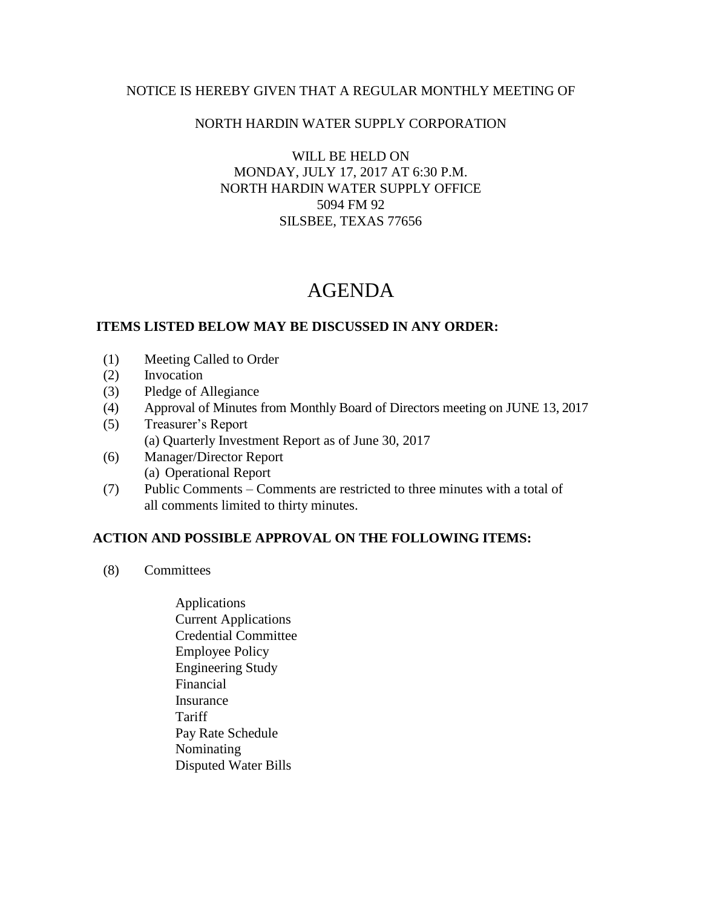NOTICE IS HEREBY GIVEN THAT A REGULAR MONTHLY MEETING OF

NORTH HARDIN WATER SUPPLY CORPORATION

WILL BE HELD ON
MONDAY, JULY 17, 2017 AT 6:30 P.M.
NORTH HARDIN WATER SUPPLY OFFICE
5094 FM 92
SILSBEE, TEXAS 77656

# AGENDA

**ITEMS LISTED BELOW MAY BE DISCUSSED IN ANY ORDER:**

(1) Meeting Called to Order
(2) Invocation
(3) Pledge of Allegiance
(4) Approval of Minutes from Monthly Board of Directors meeting on JUNE 13, 2017
(5) Treasurer's Report
 (a) Quarterly Investment Report as of June 30, 2017
(6) Manager/Director Report
 (a) Operational Report
(7) Public Comments – Comments are restricted to three minutes with a total of all comments limited to thirty minutes.

**ACTION AND POSSIBLE APPROVAL ON THE FOLLOWING ITEMS:**

(8) Committees

- Applications
- Current Applications
- Credential Committee
- Employee Policy
- Engineering Study
- Financial
- Insurance
- Tariff
- Pay Rate Schedule
- Nominating
- Disputed Water Bills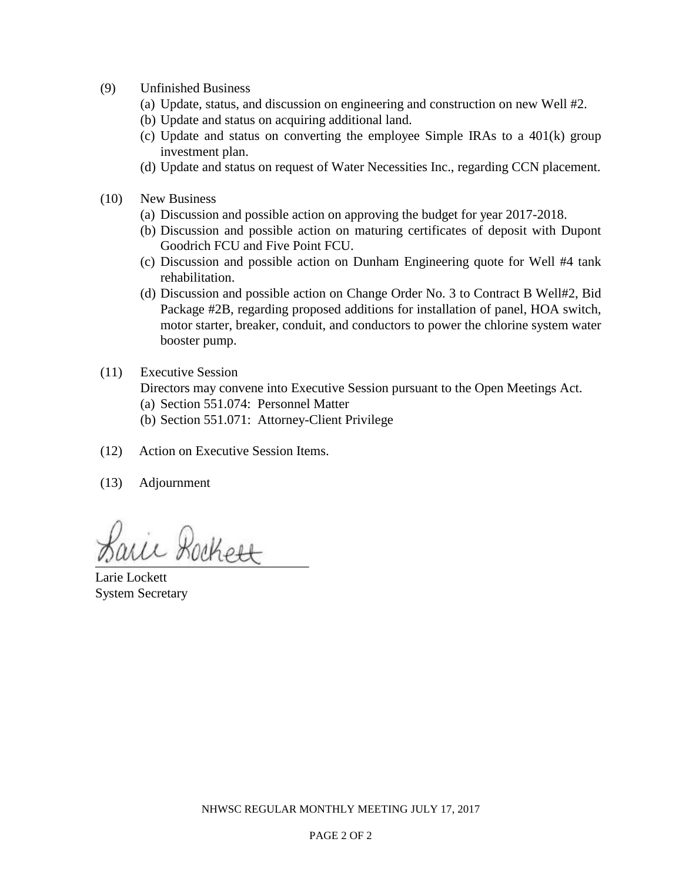(9) Unfinished Business

(a) Update, status, and discussion on engineering and construction on new Well #2.
(b) Update and status on acquiring additional land.
(c) Update and status on converting the employee Simple IRAs to a 401(k) group investment plan.
(d) Update and status on request of Water Necessities Inc., regarding CCN placement.

(10) New Business

(a) Discussion and possible action on approving the budget for year 2017-2018.
(b) Discussion and possible action on maturing certificates of deposit with Dupont Goodrich FCU and Five Point FCU.
(c) Discussion and possible action on Dunham Engineering quote for Well #4 tank rehabilitation.
(d) Discussion and possible action on Change Order No. 3 to Contract B Well#2, Bid Package #2B, regarding proposed additions for installation of panel, HOA switch, motor starter, breaker, conduit, and conductors to power the chlorine system water booster pump.

(11) Executive Session

Directors may convene into Executive Session pursuant to the Open Meetings Act.

(a) Section 551.074: Personnel Matter
(b) Section 551.071: Attorney-Client Privilege

(12) Action on Executive Session Items.

(13) Adjournment

Larie Lockett

Larie Lockett
System Secretary

NHWSC REGULAR MONTHLY MEETING JULY 17, 2017